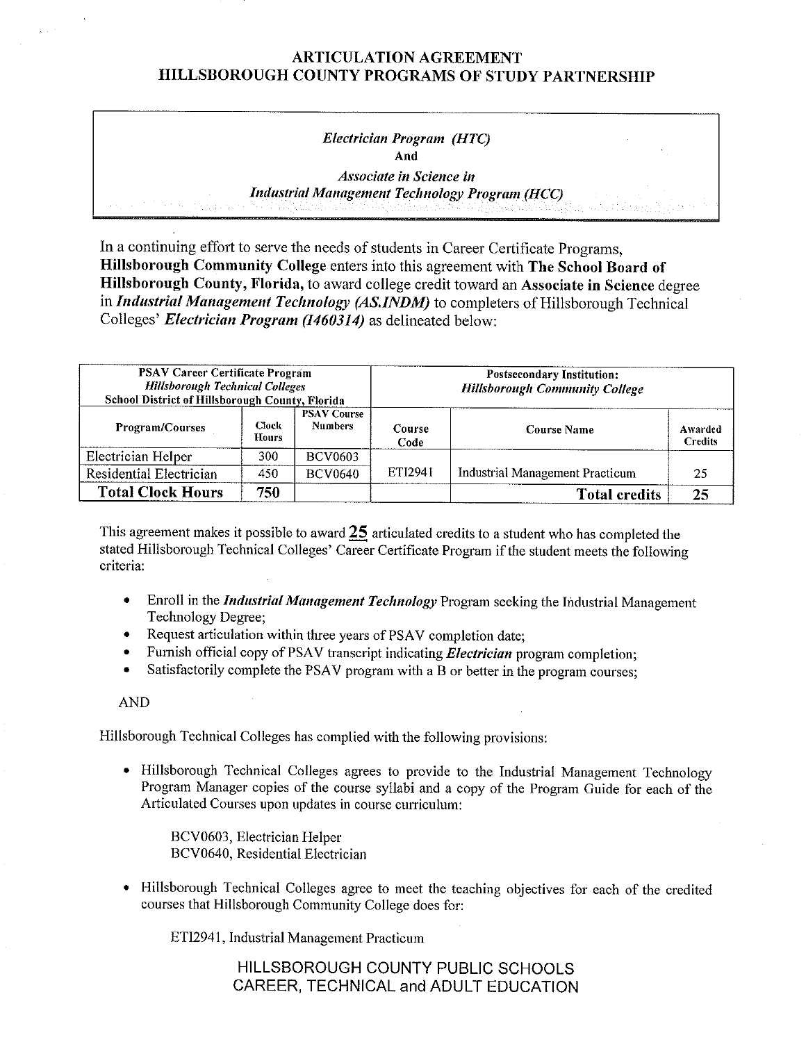# ARTICULATION AGREEMENT
# HILLSBOROUGH COUNTY PROGRAMS OF STUDY PARTNERSHIP

*Electrician Program (HTC)*
**And**
*Associate in Science in*
*Industrial Management Technology Program (HCC)*

In a continuing effort to serve the needs of students in Career Certificate Programs, **Hillsborough Community College** enters into this agreement with **The School Board of Hillsborough County, Florida,** to award college credit toward an **Associate in Science** degree in ***Industrial Management Technology (AS.INDM)*** to completers of Hillsborough Technical Colleges' ***Electrician Program (I460314)*** as delineated below:

| **PSAV Career Certificate Program** *Hillsborough Technical Colleges* **School District of Hillsborough County, Florida** | | | **Postsecondary Institution:** *Hillsborough Community College* | | |
|---|---|---|---|---|---|
| **Program/Courses** | **Clock Hours** | **PSAV Course Numbers** | **Course Code** | **Course Name** | **Awarded Credits** |
| Electrician Helper | 300 | BCV0603 | ETI2941 | Industrial Management Practicum | 25 |
| Residential Electrician | 450 | BCV0640 | | | |
| **Total Clock Hours** | **750** | | | **Total credits** | **25** |

This agreement makes it possible to award **25** articulated credits to a student who has completed the stated Hillsborough Technical Colleges' Career Certificate Program if the student meets the following criteria:

- Enroll in the ***Industrial Management Technology*** Program seeking the Industrial Management Technology Degree;
- Request articulation within three years of PSAV completion date;
- Furnish official copy of PSAV transcript indicating ***Electrician*** program completion;
- Satisfactorily complete the PSAV program with a B or better in the program courses;

AND

Hillsborough Technical Colleges has complied with the following provisions:

- Hillsborough Technical Colleges agrees to provide to the Industrial Management Technology Program Manager copies of the course syllabi and a copy of the Program Guide for each of the Articulated Courses upon updates in course curriculum:

  BCV0603, Electrician Helper
  BCV0640, Residential Electrician

- Hillsborough Technical Colleges agree to meet the teaching objectives for each of the credited courses that Hillsborough Community College does for:

  ETI2941, Industrial Management Practicum

HILLSBOROUGH COUNTY PUBLIC SCHOOLS
CAREER, TECHNICAL and ADULT EDUCATION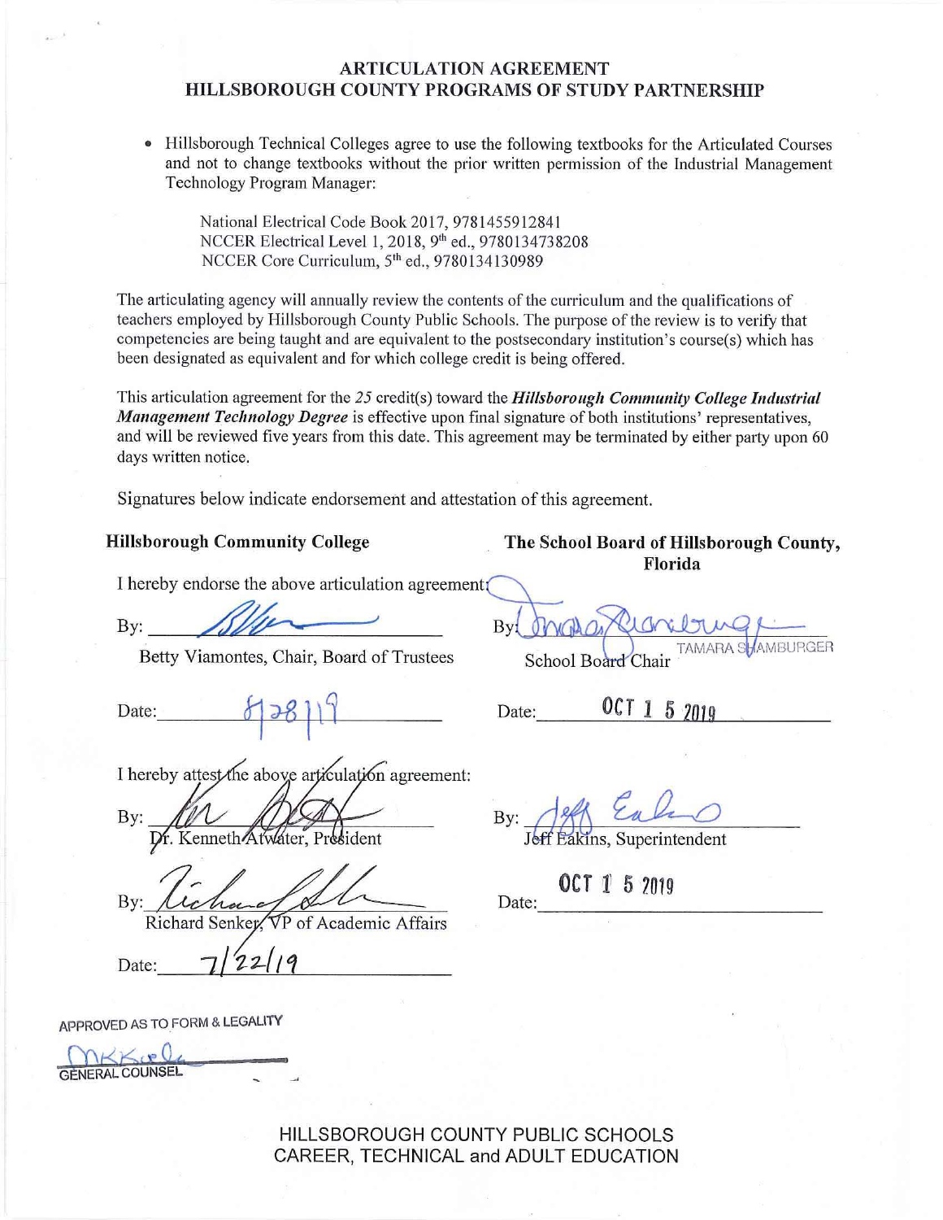# ARTICULATION AGREEMENT
## HILLSBOROUGH COUNTY PROGRAMS OF STUDY PARTNERSHIP

- Hillsborough Technical Colleges agree to use the following textbooks for the Articulated Courses and not to change textbooks without the prior written permission of the Industrial Management Technology Program Manager:

  National Electrical Code Book 2017, 9781455912841
  NCCER Electrical Level 1, 2018, 9th ed., 9780134738208
  NCCER Core Curriculum, 5th ed., 9780134130989

The articulating agency will annually review the contents of the curriculum and the qualifications of teachers employed by Hillsborough County Public Schools. The purpose of the review is to verify that competencies are being taught and are equivalent to the postsecondary institution's course(s) which has been designated as equivalent and for which college credit is being offered.

This articulation agreement for the *25* credit(s) toward the ***Hillsborough Community College Industrial Management Technology Degree*** is effective upon final signature of both institutions' representatives, and will be reviewed five years from this date. This agreement may be terminated by either party upon 60 days written notice.

Signatures below indicate endorsement and attestation of this agreement.

**Hillsborough Community College**

I hereby endorse the above articulation agreement:

By: ______________________
Betty Viamontes, Chair, Board of Trustees

Date: 8/28/19

I hereby attest the above articulation agreement:

By: ______________________
Dr. Kenneth Atwater, President

By: ______________________
Richard Senker, VP of Academic Affairs

Date: 7/22/19

**The School Board of Hillsborough County, Florida**

By: ______________________
School Board Chair TAMARA SHAMBURGER

Date: OCT 15 2019

By: ______________________
Jeff Eakins, Superintendent

Date: OCT 15 2019

APPROVED AS TO FORM & LEGALITY

GENERAL COUNSEL

HILLSBOROUGH COUNTY PUBLIC SCHOOLS
CAREER, TECHNICAL and ADULT EDUCATION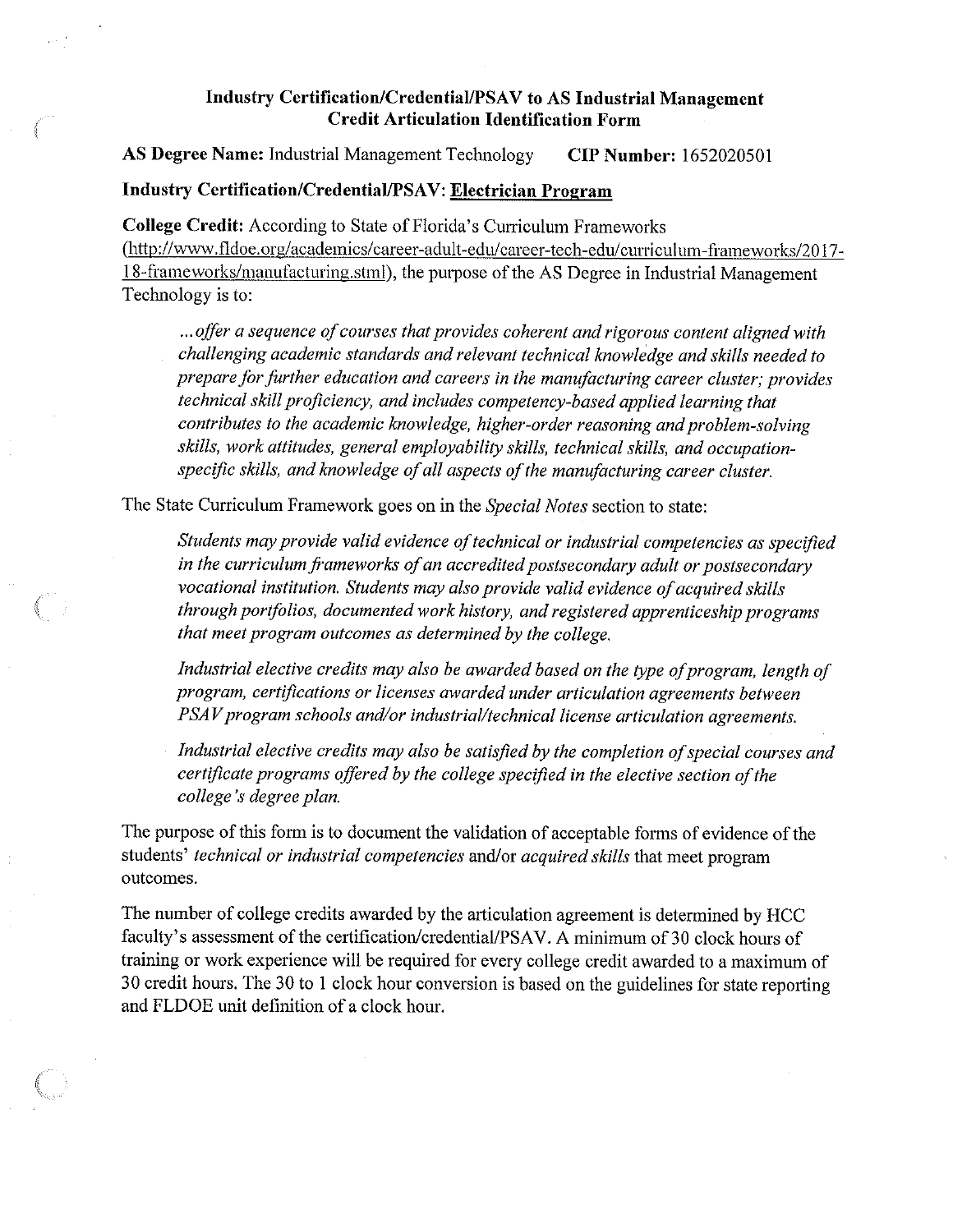## Industry Certification/Credential/PSAV to AS Industrial Management Credit Articulation Identification Form

**AS Degree Name:** Industrial Management Technology **CIP Number:** 1652020501

**Industry Certification/Credential/PSAV:** **Electrician Program**

**College Credit:** According to State of Florida's Curriculum Frameworks (http://www.fldoe.org/academics/career-adult-edu/career-tech-edu/curriculum-frameworks/2017-18-frameworks/manufacturing.stml), the purpose of the AS Degree in Industrial Management Technology is to:

> *...offer a sequence of courses that provides coherent and rigorous content aligned with challenging academic standards and relevant technical knowledge and skills needed to prepare for further education and careers in the manufacturing career cluster; provides technical skill proficiency, and includes competency-based applied learning that contributes to the academic knowledge, higher-order reasoning and problem-solving skills, work attitudes, general employability skills, technical skills, and occupation-specific skills, and knowledge of all aspects of the manufacturing career cluster.*

The State Curriculum Framework goes on in the *Special Notes* section to state:

> *Students may provide valid evidence of technical or industrial competencies as specified in the curriculum frameworks of an accredited postsecondary adult or postsecondary vocational institution. Students may also provide valid evidence of acquired skills through portfolios, documented work history, and registered apprenticeship programs that meet program outcomes as determined by the college.*
>
> *Industrial elective credits may also be awarded based on the type of program, length of program, certifications or licenses awarded under articulation agreements between PSAV program schools and/or industrial/technical license articulation agreements.*
>
> *Industrial elective credits may also be satisfied by the completion of special courses and certificate programs offered by the college specified in the elective section of the college's degree plan.*

The purpose of this form is to document the validation of acceptable forms of evidence of the students' *technical or industrial competencies* and/or *acquired skills* that meet program outcomes.

The number of college credits awarded by the articulation agreement is determined by HCC faculty's assessment of the certification/credential/PSAV. A minimum of 30 clock hours of training or work experience will be required for every college credit awarded to a maximum of 30 credit hours. The 30 to 1 clock hour conversion is based on the guidelines for state reporting and FLDOE unit definition of a clock hour.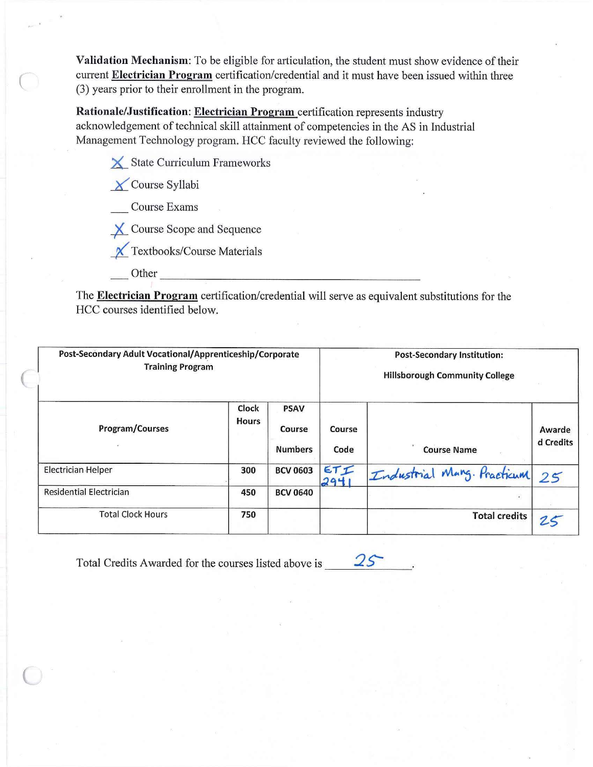**Validation Mechanism**: To be eligible for articulation, the student must show evidence of their current **Electrician Program** certification/credential and it must have been issued within three (3) years prior to their enrollment in the program.

**Rationale/Justification**: **Electrician Program** certification represents industry acknowledgement of technical skill attainment of competencies in the AS in Industrial Management Technology program. HCC faculty reviewed the following:

- X State Curriculum Frameworks
- X Course Syllabi
- ___ Course Exams
- X Course Scope and Sequence
- X Textbooks/Course Materials
- ___ Other ______________________

The **Electrician Program** certification/credential will serve as equivalent substitutions for the HCC courses identified below.

| Post-Secondary Adult Vocational/Apprenticeship/Corporate Training Program | | | Post-Secondary Institution: Hillsborough Community College | | |
|---|---|---|---|---|---|
| Program/Courses | Clock Hours | PSAV Course Numbers | Course Code | Course Name | Awarded Credits |
| Electrician Helper | 300 | BCV 0603 | ETI 2941 | Industrial Mang. Practicum | 25 |
| Residential Electrician | 450 | BCV 0640 | | | |
| Total Clock Hours | 750 | | | Total credits | 25 |

Total Credits Awarded for the courses listed above is 25.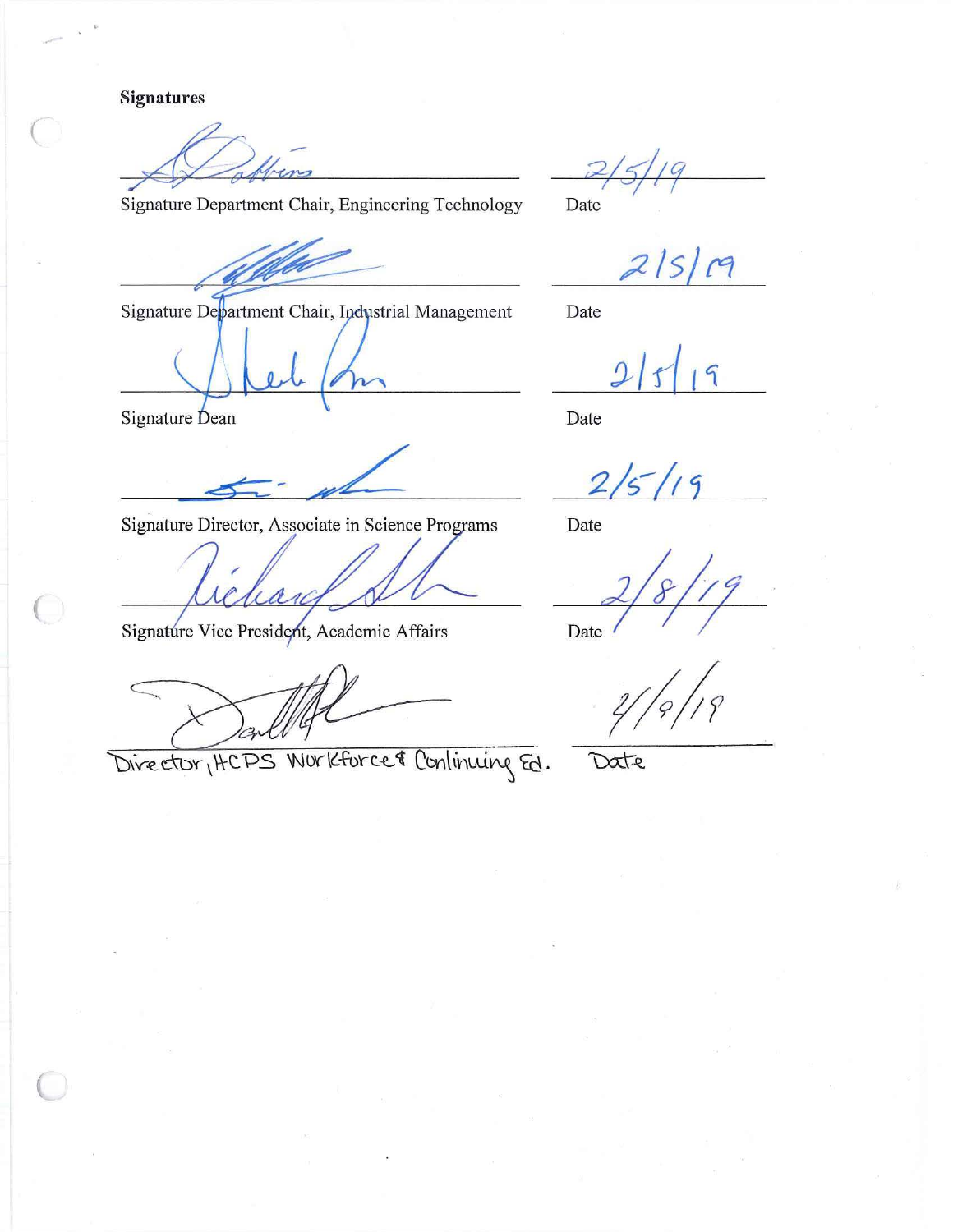**Signatures**

Signature Department Chair, Engineering Technology — Date: 2/5/19

Signature Department Chair, Industrial Management — Date: 2/5/19

Signature Dean — Date: 2/5/19

Signature Director, Associate in Science Programs — Date: 2/5/19

Signature Vice President, Academic Affairs — Date: 2/8/19

Director, HCPS Workforce & Continuing Ed. — Date: 2/9/19